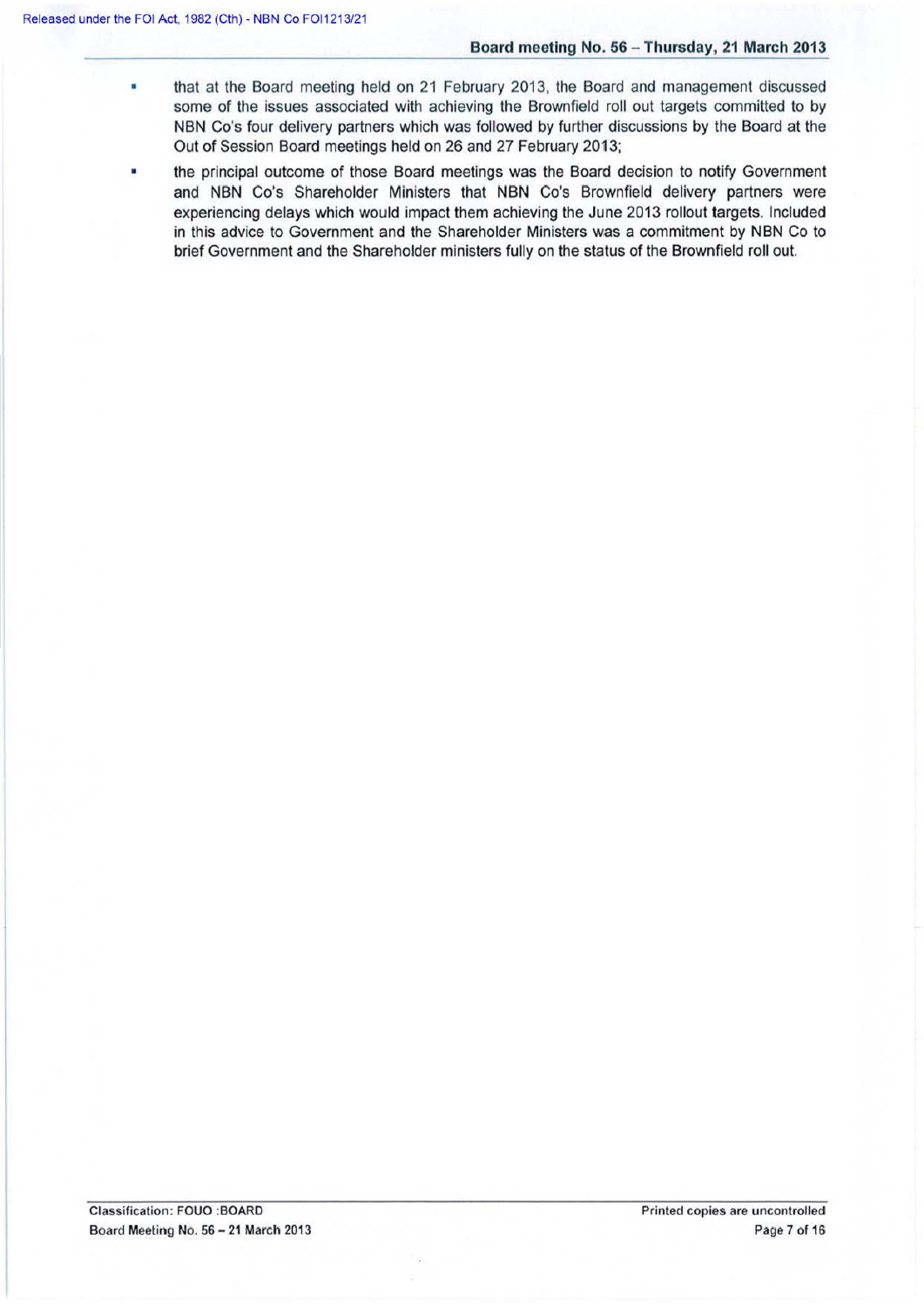- that at the Board meeting held on 21 February 2013, the Board and management discussed some of the issues associated with achieving the Brownfield roll out targets committed to by NBN Co's four delivery partners which was followed by further discussions by the Board at the Out of Session Board meetings held on 26 and 27 February 2013;
- the principal outcome of those Board meetings was the Board decision to notify Government and NBN Co's Shareholder Ministers that NBN Co's Brownfield delivery partners were experiencing delays which would impact them achieving the June 2013 rollout targets. Included in this advice to Government and the Shareholder Ministers was a commitment by NBN Co to brief Government and the Shareholder ministers fully on the status of the Brownfield roll out.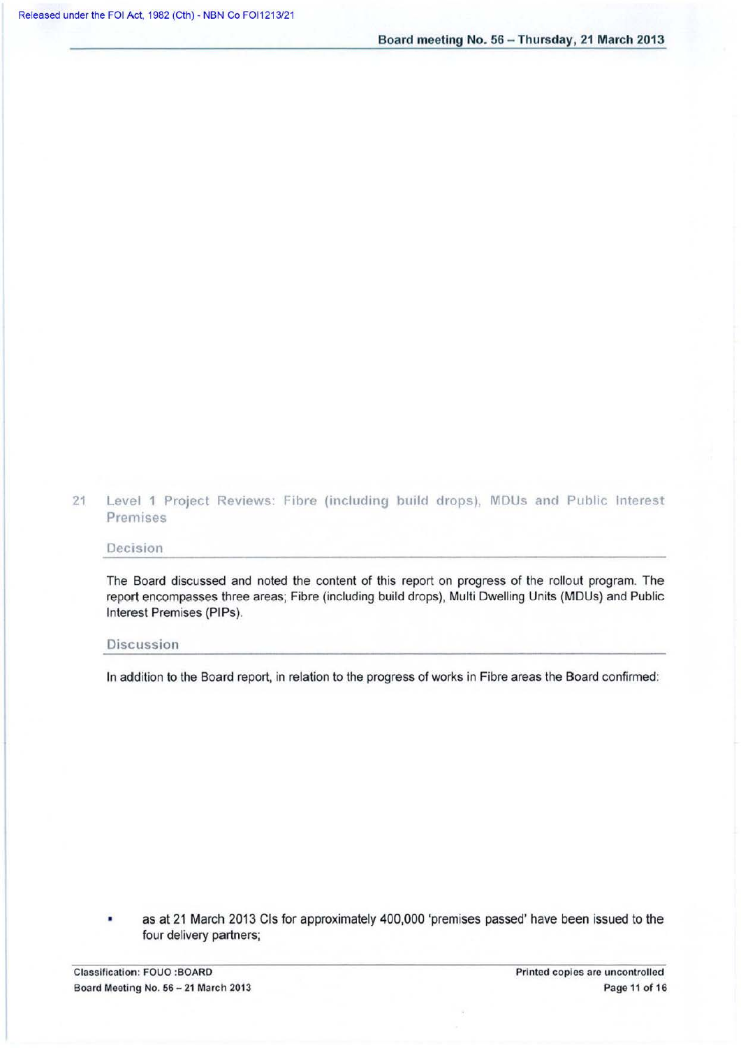## 21 Level 1 Project Reviews: Fibre (including build drops), MDUs and Public Interest Premises

### Decision

The Board discussed and noted the content of this report on progress of the rollout program. The report encompasses three areas; Fibre (including build drops), Multi Dwelling Units (MDUs) and Public Interest Premises (PIPs).

### Discussion

In addition to the Board report, in relation to the progress of works in Fibre areas the Board confirmed:

- as at 21 March 2013 CIs for approximately 400,000 'premises passed' have been issued to the four delivery partners;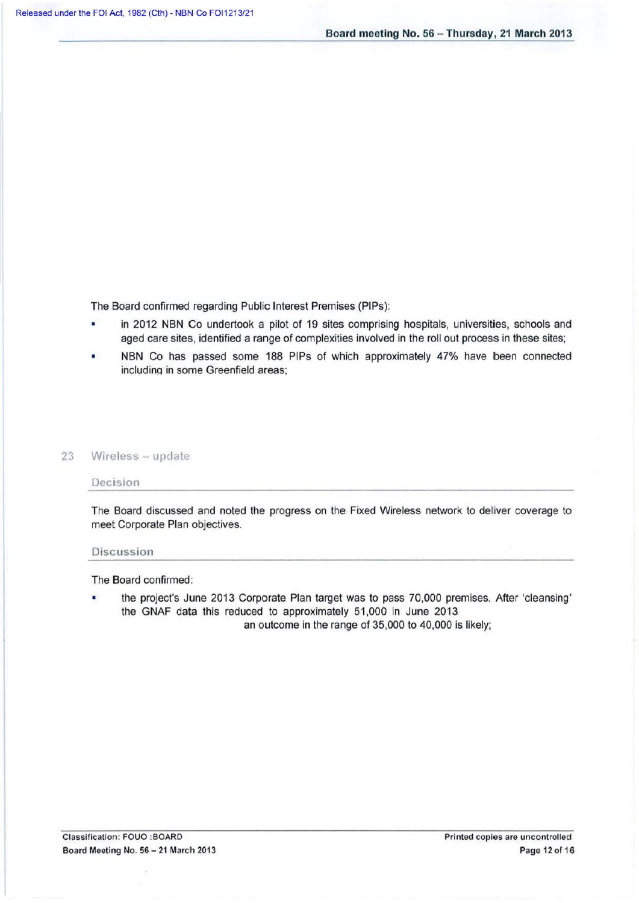The Board confirmed regarding Public Interest Premises (PIPs):

- in 2012 NBN Co undertook a pilot of 19 sites comprising hospitals, universities, schools and aged care sites, identified a range of complexities involved in the roll out process in these sites;
- NBN Co has passed some 188 PIPs of which approximately 47% have been connected including in some Greenfield areas;

## 23 Wireless – update

### Decision

The Board discussed and noted the progress on the Fixed Wireless network to deliver coverage to meet Corporate Plan objectives.

### Discussion

The Board confirmed:

- the project's June 2013 Corporate Plan target was to pass 70,000 premises. After 'cleansing' the GNAF data this reduced to approximately 51,000 in June 2013 an outcome in the range of 35,000 to 40,000 is likely;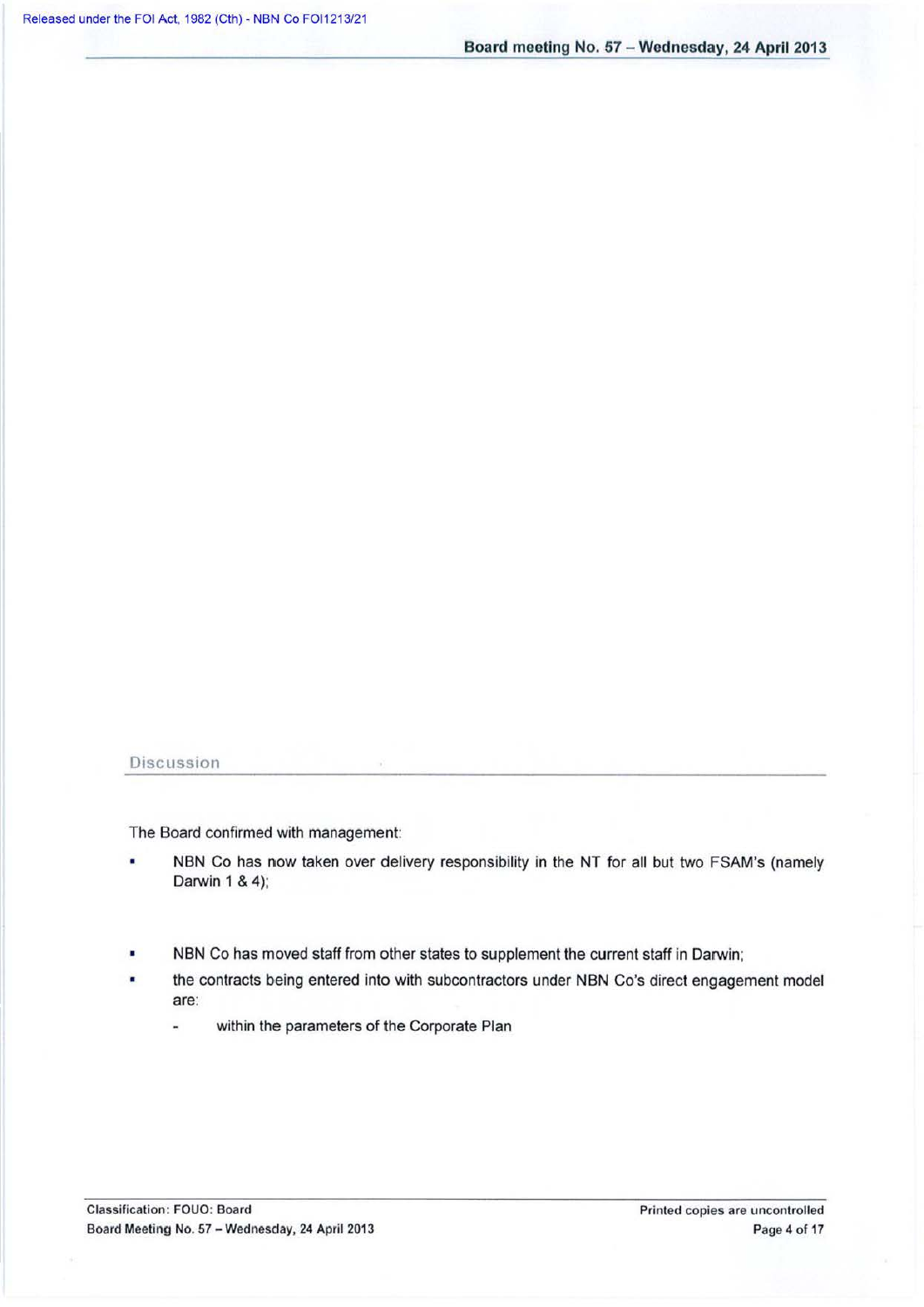## Discussion

The Board confirmed with management:

- NBN Co has now taken over delivery responsibility in the NT for all but two FSAM's (namely Darwin 1 & 4);
- NBN Co has moved staff from other states to supplement the current staff in Darwin;
- the contracts being entered into with subcontractors under NBN Co's direct engagement model are:
  - within the parameters of the Corporate Plan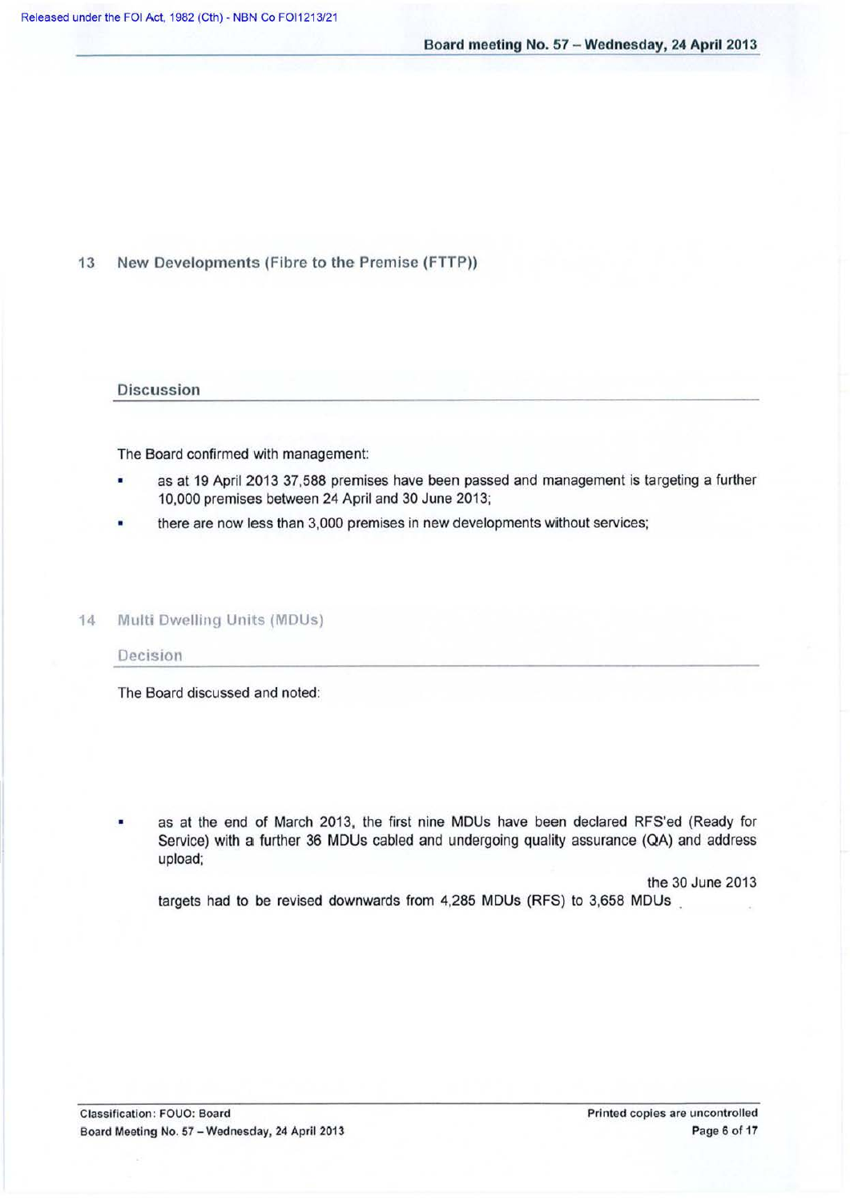## 13 New Developments (Fibre to the Premise (FTTP))

### Discussion

The Board confirmed with management:

- as at 19 April 2013 37,588 premises have been passed and management is targeting a further 10,000 premises between 24 April and 30 June 2013;
- there are now less than 3,000 premises in new developments without services;

## 14 Multi Dwelling Units (MDUs)

### Decision

The Board discussed and noted:

- as at the end of March 2013, the first nine MDUs have been declared RFS'ed (Ready for Service) with a further 36 MDUs cabled and undergoing quality assurance (QA) and address upload;

  the 30 June 2013 targets had to be revised downwards from 4,285 MDUs (RFS) to 3,658 MDUs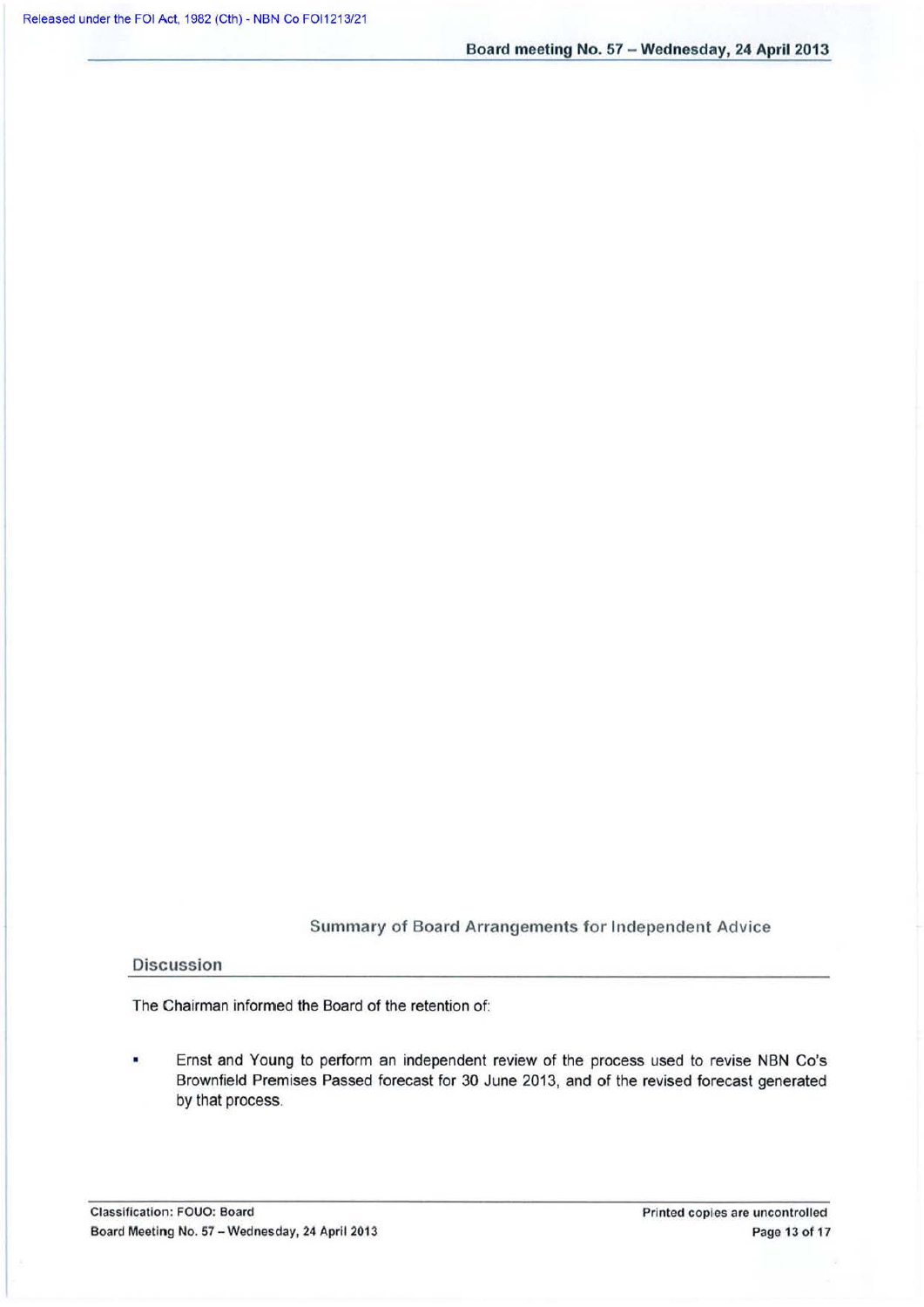Released under the FOI Act, 1982 (Cth) - NBN Co FOI1213/21

Summary of Board Arrangements for Independent Advice

## Discussion

The Chairman informed the Board of the retention of:

- Ernst and Young to perform an independent review of the process used to revise NBN Co's Brownfield Premises Passed forecast for 30 June 2013, and of the revised forecast generated by that process.

Classification: FOUO: Board

Printed copies are uncontrolled